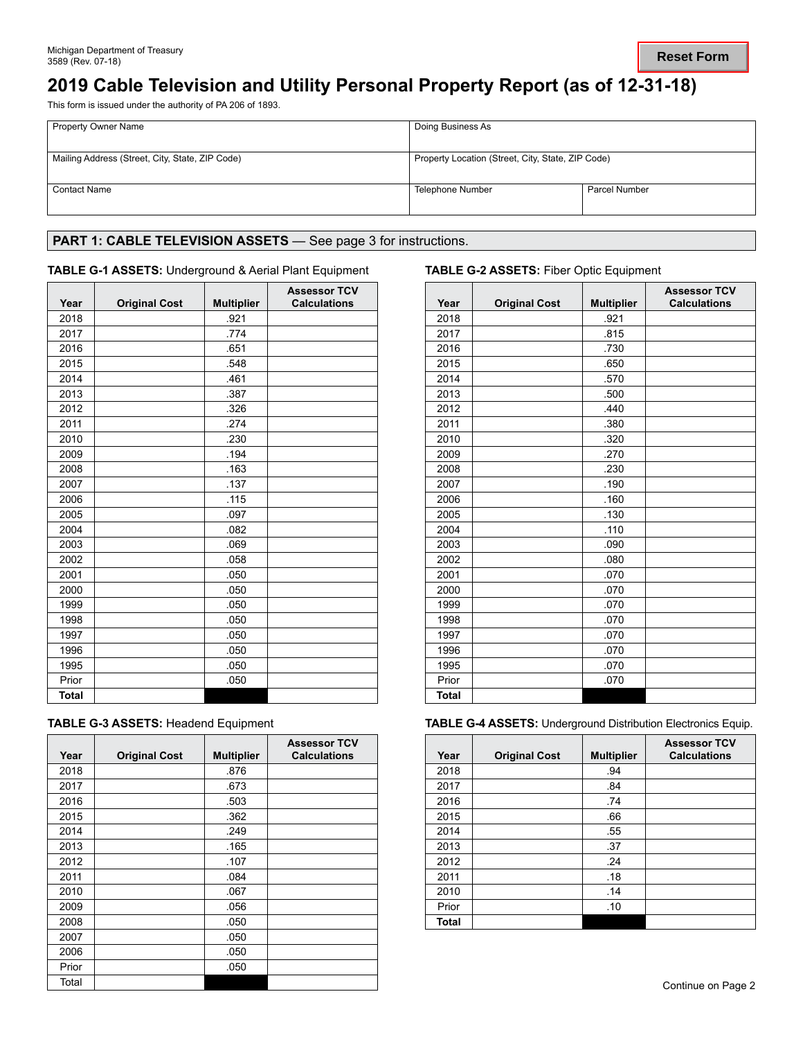Michigan Department of Treasury
3589 (Rev. 07-18)

Reset Form

# 2019 Cable Television and Utility Personal Property Report (as of 12-31-18)

This form is issued under the authority of PA 206 of 1893.

| Property Owner Name | Doing Business As | |
|---|---|---|
| Mailing Address (Street, City, State, ZIP Code) | Property Location (Street, City, State, ZIP Code) | |
| Contact Name | Telephone Number | Parcel Number |

## PART 1: CABLE TELEVISION ASSETS — See page 3 for instructions.

### TABLE G-1 ASSETS: Underground & Aerial Plant Equipment

| Year | Original Cost | Multiplier | Assessor TCV Calculations |
|---|---|---|---|
| 2018 | | .921 | |
| 2017 | | .774 | |
| 2016 | | .651 | |
| 2015 | | .548 | |
| 2014 | | .461 | |
| 2013 | | .387 | |
| 2012 | | .326 | |
| 2011 | | .274 | |
| 2010 | | .230 | |
| 2009 | | .194 | |
| 2008 | | .163 | |
| 2007 | | .137 | |
| 2006 | | .115 | |
| 2005 | | .097 | |
| 2004 | | .082 | |
| 2003 | | .069 | |
| 2002 | | .058 | |
| 2001 | | .050 | |
| 2000 | | .050 | |
| 1999 | | .050 | |
| 1998 | | .050 | |
| 1997 | | .050 | |
| 1996 | | .050 | |
| 1995 | | .050 | |
| Prior | | .050 | |
| **Total** | | | |

### TABLE G-2 ASSETS: Fiber Optic Equipment

| Year | Original Cost | Multiplier | Assessor TCV Calculations |
|---|---|---|---|
| 2018 | | .921 | |
| 2017 | | .815 | |
| 2016 | | .730 | |
| 2015 | | .650 | |
| 2014 | | .570 | |
| 2013 | | .500 | |
| 2012 | | .440 | |
| 2011 | | .380 | |
| 2010 | | .320 | |
| 2009 | | .270 | |
| 2008 | | .230 | |
| 2007 | | .190 | |
| 2006 | | .160 | |
| 2005 | | .130 | |
| 2004 | | .110 | |
| 2003 | | .090 | |
| 2002 | | .080 | |
| 2001 | | .070 | |
| 2000 | | .070 | |
| 1999 | | .070 | |
| 1998 | | .070 | |
| 1997 | | .070 | |
| 1996 | | .070 | |
| 1995 | | .070 | |
| Prior | | .070 | |
| **Total** | | | |

### TABLE G-3 ASSETS: Headend Equipment

| Year | Original Cost | Multiplier | Assessor TCV Calculations |
|---|---|---|---|
| 2018 | | .876 | |
| 2017 | | .673 | |
| 2016 | | .503 | |
| 2015 | | .362 | |
| 2014 | | .249 | |
| 2013 | | .165 | |
| 2012 | | .107 | |
| 2011 | | .084 | |
| 2010 | | .067 | |
| 2009 | | .056 | |
| 2008 | | .050 | |
| 2007 | | .050 | |
| 2006 | | .050 | |
| Prior | | .050 | |
| Total | | | |

### TABLE G-4 ASSETS: Underground Distribution Electronics Equip.

| Year | Original Cost | Multiplier | Assessor TCV Calculations |
|---|---|---|---|
| 2018 | | .94 | |
| 2017 | | .84 | |
| 2016 | | .74 | |
| 2015 | | .66 | |
| 2014 | | .55 | |
| 2013 | | .37 | |
| 2012 | | .24 | |
| 2011 | | .18 | |
| 2010 | | .14 | |
| Prior | | .10 | |
| **Total** | | | |

Continue on Page 2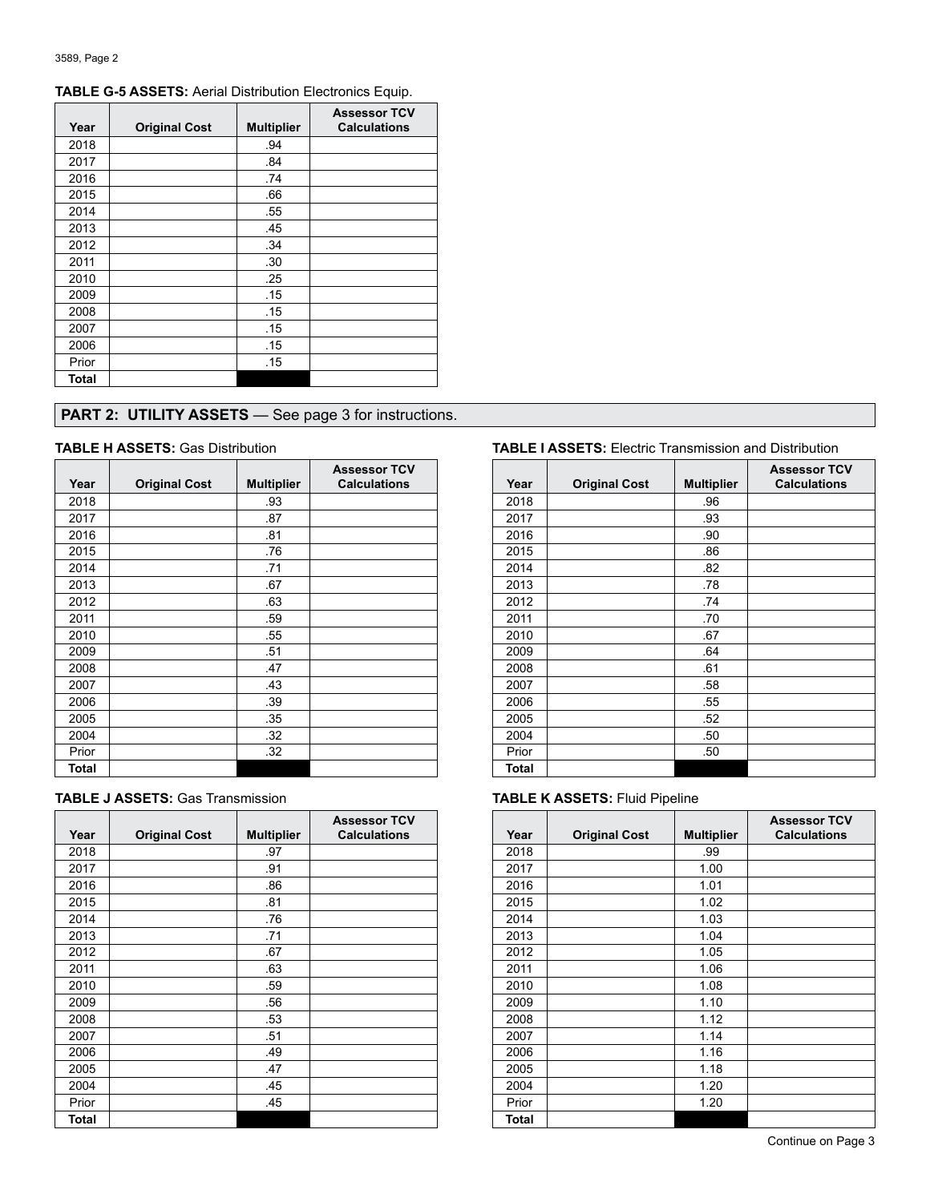**TABLE G-5 ASSETS:** Aerial Distribution Electronics Equip.

| Year | Original Cost | Multiplier | Assessor TCV Calculations |
|---|---|---|---|
| 2018 | | .94 | |
| 2017 | | .84 | |
| 2016 | | .74 | |
| 2015 | | .66 | |
| 2014 | | .55 | |
| 2013 | | .45 | |
| 2012 | | .34 | |
| 2011 | | .30 | |
| 2010 | | .25 | |
| 2009 | | .15 | |
| 2008 | | .15 | |
| 2007 | | .15 | |
| 2006 | | .15 | |
| Prior | | .15 | |
| Total | | | |

## PART 2: UTILITY ASSETS — See page 3 for instructions.

**TABLE H ASSETS:** Gas Distribution

| Year | Original Cost | Multiplier | Assessor TCV Calculations |
|---|---|---|---|
| 2018 | | .93 | |
| 2017 | | .87 | |
| 2016 | | .81 | |
| 2015 | | .76 | |
| 2014 | | .71 | |
| 2013 | | .67 | |
| 2012 | | .63 | |
| 2011 | | .59 | |
| 2010 | | .55 | |
| 2009 | | .51 | |
| 2008 | | .47 | |
| 2007 | | .43 | |
| 2006 | | .39 | |
| 2005 | | .35 | |
| 2004 | | .32 | |
| Prior | | .32 | |
| Total | | | |

**TABLE I ASSETS:** Electric Transmission and Distribution

| Year | Original Cost | Multiplier | Assessor TCV Calculations |
|---|---|---|---|
| 2018 | | .96 | |
| 2017 | | .93 | |
| 2016 | | .90 | |
| 2015 | | .86 | |
| 2014 | | .82 | |
| 2013 | | .78 | |
| 2012 | | .74 | |
| 2011 | | .70 | |
| 2010 | | .67 | |
| 2009 | | .64 | |
| 2008 | | .61 | |
| 2007 | | .58 | |
| 2006 | | .55 | |
| 2005 | | .52 | |
| 2004 | | .50 | |
| Prior | | .50 | |
| Total | | | |

**TABLE J ASSETS:** Gas Transmission

| Year | Original Cost | Multiplier | Assessor TCV Calculations |
|---|---|---|---|
| 2018 | | .97 | |
| 2017 | | .91 | |
| 2016 | | .86 | |
| 2015 | | .81 | |
| 2014 | | .76 | |
| 2013 | | .71 | |
| 2012 | | .67 | |
| 2011 | | .63 | |
| 2010 | | .59 | |
| 2009 | | .56 | |
| 2008 | | .53 | |
| 2007 | | .51 | |
| 2006 | | .49 | |
| 2005 | | .47 | |
| 2004 | | .45 | |
| Prior | | .45 | |
| Total | | | |

**TABLE K ASSETS:** Fluid Pipeline

| Year | Original Cost | Multiplier | Assessor TCV Calculations |
|---|---|---|---|
| 2018 | | .99 | |
| 2017 | | 1.00 | |
| 2016 | | 1.01 | |
| 2015 | | 1.02 | |
| 2014 | | 1.03 | |
| 2013 | | 1.04 | |
| 2012 | | 1.05 | |
| 2011 | | 1.06 | |
| 2010 | | 1.08 | |
| 2009 | | 1.10 | |
| 2008 | | 1.12 | |
| 2007 | | 1.14 | |
| 2006 | | 1.16 | |
| 2005 | | 1.18 | |
| 2004 | | 1.20 | |
| Prior | | 1.20 | |
| Total | | | |

Continue on Page 3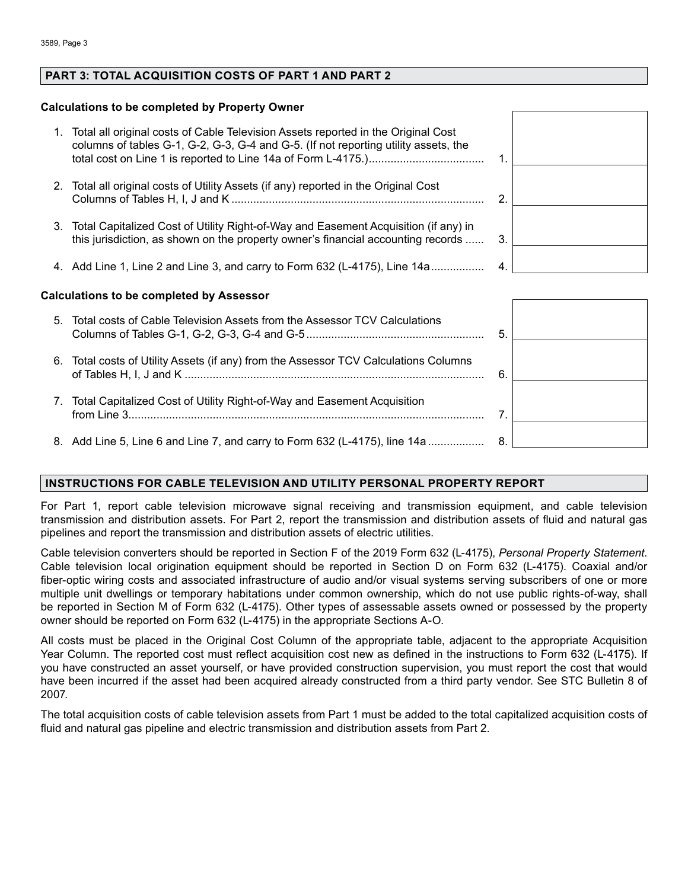## PART 3: TOTAL ACQUISITION COSTS OF PART 1 AND PART 2

**Calculations to be completed by Property Owner**

| | | |
|---|---|---|
| 1. Total all original costs of Cable Television Assets reported in the Original Cost columns of tables G-1, G-2, G-3, G-4 and G-5. (If not reporting utility assets, the total cost on Line 1 is reported to Line 14a of Form L-4175.) | 1. | |
| 2. Total all original costs of Utility Assets (if any) reported in the Original Cost Columns of Tables H, I, J and K | 2. | |
| 3. Total Capitalized Cost of Utility Right-of-Way and Easement Acquisition (if any) in this jurisdiction, as shown on the property owner's financial accounting records | 3. | |
| 4. Add Line 1, Line 2 and Line 3, and carry to Form 632 (L-4175), Line 14a | 4. | |

**Calculations to be completed by Assessor**

| | | |
|---|---|---|
| 5. Total costs of Cable Television Assets from the Assessor TCV Calculations Columns of Tables G-1, G-2, G-3, G-4 and G-5 | 5. | |
| 6. Total costs of Utility Assets (if any) from the Assessor TCV Calculations Columns of Tables H, I, J and K | 6. | |
| 7. Total Capitalized Cost of Utility Right-of-Way and Easement Acquisition from Line 3 | 7. | |
| 8. Add Line 5, Line 6 and Line 7, and carry to Form 632 (L-4175), line 14a | 8. | |

## INSTRUCTIONS FOR CABLE TELEVISION AND UTILITY PERSONAL PROPERTY REPORT

For Part 1, report cable television microwave signal receiving and transmission equipment, and cable television transmission and distribution assets. For Part 2, report the transmission and distribution assets of fluid and natural gas pipelines and report the transmission and distribution assets of electric utilities.

Cable television converters should be reported in Section F of the 2019 Form 632 (L-4175), *Personal Property Statement*. Cable television local origination equipment should be reported in Section D on Form 632 (L-4175). Coaxial and/or fiber-optic wiring costs and associated infrastructure of audio and/or visual systems serving subscribers of one or more multiple unit dwellings or temporary habitations under common ownership, which do not use public rights-of-way, shall be reported in Section M of Form 632 (L-4175). Other types of assessable assets owned or possessed by the property owner should be reported on Form 632 (L-4175) in the appropriate Sections A-O.

All costs must be placed in the Original Cost Column of the appropriate table, adjacent to the appropriate Acquisition Year Column. The reported cost must reflect acquisition cost new as defined in the instructions to Form 632 (L-4175). If you have constructed an asset yourself, or have provided construction supervision, you must report the cost that would have been incurred if the asset had been acquired already constructed from a third party vendor. See STC Bulletin 8 of 2007.

The total acquisition costs of cable television assets from Part 1 must be added to the total capitalized acquisition costs of fluid and natural gas pipeline and electric transmission and distribution assets from Part 2.